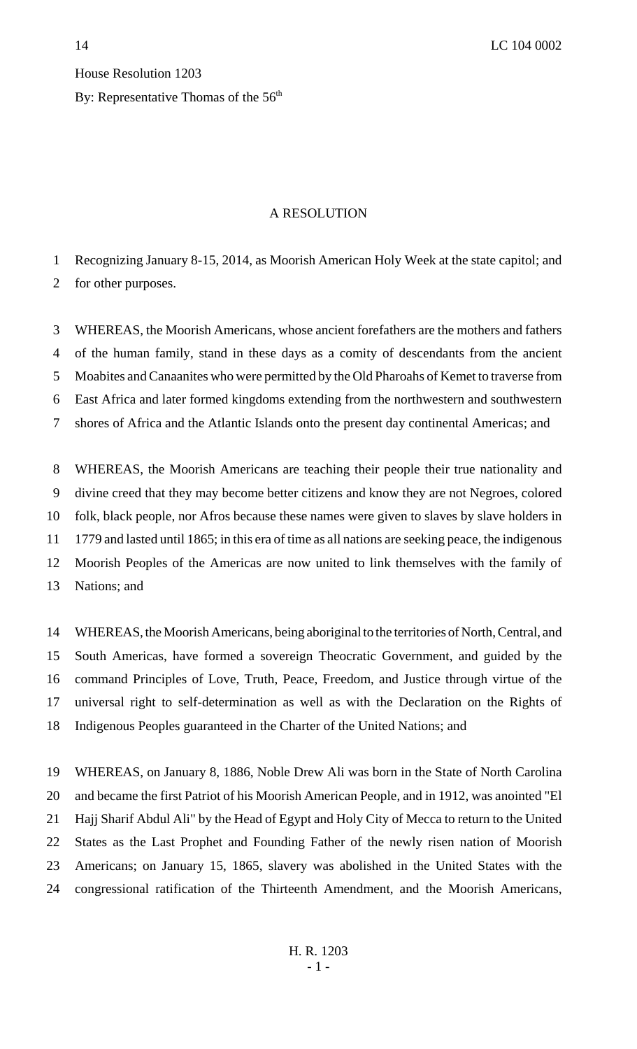House Resolution 1203

By: Representative Thomas of the 56th

A RESOLUTION

Recognizing January 8-15, 2014, as Moorish American Holy Week at the state capitol; and for other purposes.

WHEREAS, the Moorish Americans, whose ancient forefathers are the mothers and fathers of the human family, stand in these days as a comity of descendants from the ancient Moabites and Canaanites who were permitted by the Old Pharoahs of Kemet to traverse from East Africa and later formed kingdoms extending from the northwestern and southwestern shores of Africa and the Atlantic Islands onto the present day continental Americas; and

WHEREAS, the Moorish Americans are teaching their people their true nationality and divine creed that they may become better citizens and know they are not Negroes, colored folk, black people, nor Afros because these names were given to slaves by slave holders in 1779 and lasted until 1865; in this era of time as all nations are seeking peace, the indigenous Moorish Peoples of the Americas are now united to link themselves with the family of Nations; and

WHEREAS, the Moorish Americans, being aboriginal to the territories of North, Central, and South Americas, have formed a sovereign Theocratic Government, and guided by the command Principles of Love, Truth, Peace, Freedom, and Justice through virtue of the universal right to self-determination as well as with the Declaration on the Rights of Indigenous Peoples guaranteed in the Charter of the United Nations; and

WHEREAS, on January 8, 1886, Noble Drew Ali was born in the State of North Carolina and became the first Patriot of his Moorish American People, and in 1912, was anointed "El Hajj Sharif Abdul Ali" by the Head of Egypt and Holy City of Mecca to return to the United States as the Last Prophet and Founding Father of the newly risen nation of Moorish Americans; on January 15, 1865, slavery was abolished in the United States with the congressional ratification of the Thirteenth Amendment, and the Moorish Americans,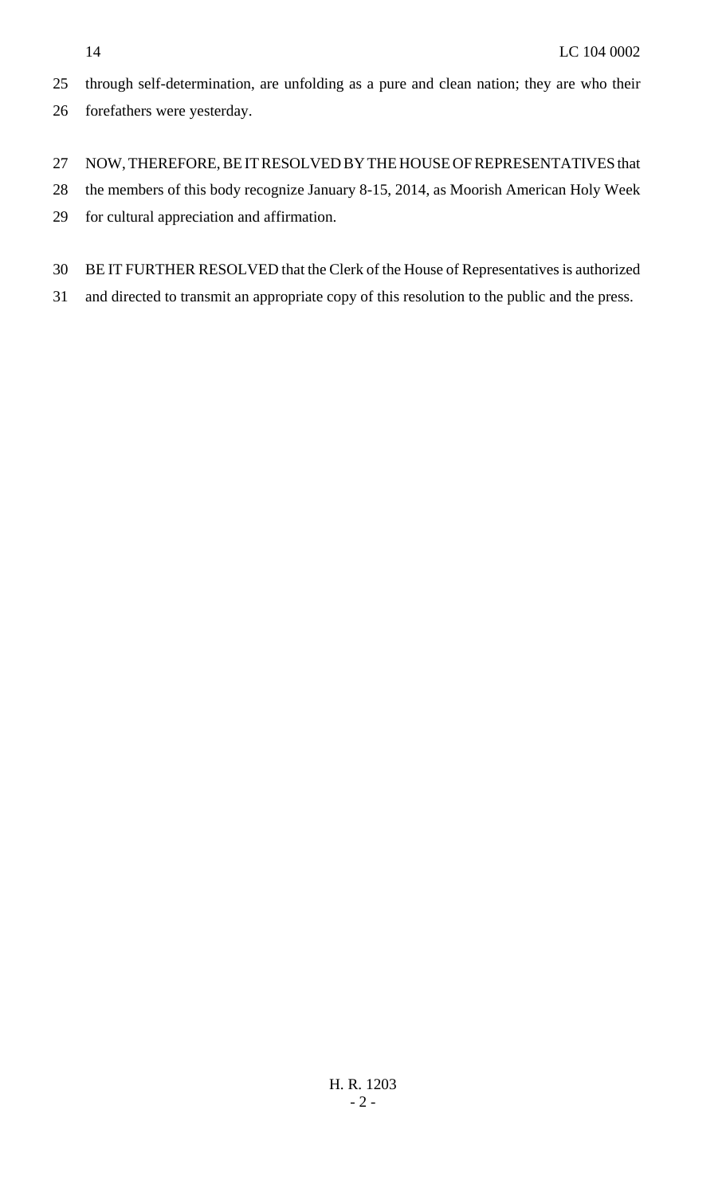through self-determination, are unfolding as a pure and clean nation; they are who their forefathers were yesterday.

NOW, THEREFORE, BE IT RESOLVED BY THE HOUSE OF REPRESENTATIVES that the members of this body recognize January 8-15, 2014, as Moorish American Holy Week for cultural appreciation and affirmation.

BE IT FURTHER RESOLVED that the Clerk of the House of Representatives is authorized and directed to transmit an appropriate copy of this resolution to the public and the press.